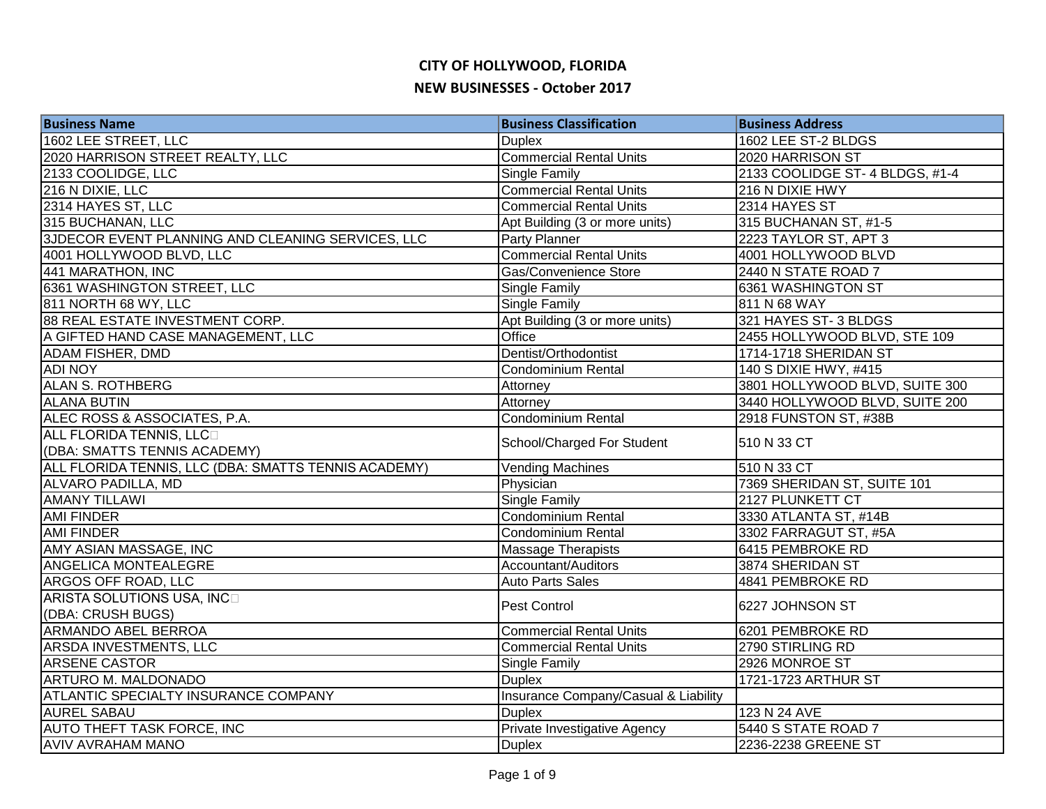# CITY OF HOLLYWOOD, FLORIDA

## NEW BUSINESSES - October 2017

| Business Name | Business Classification | Business Address |
|---|---|---|
| 1602 LEE STREET, LLC | Duplex | 1602 LEE ST-2 BLDGS |
| 2020 HARRISON STREET REALTY, LLC | Commercial Rental Units | 2020 HARRISON ST |
| 2133 COOLIDGE, LLC | Single Family | 2133 COOLIDGE ST- 4 BLDGS, #1-4 |
| 216 N DIXIE, LLC | Commercial Rental Units | 216 N DIXIE HWY |
| 2314 HAYES ST, LLC | Commercial Rental Units | 2314 HAYES ST |
| 315 BUCHANAN, LLC | Apt Building (3 or more units) | 315 BUCHANAN ST, #1-5 |
| 3JDECOR EVENT PLANNING AND CLEANING SERVICES, LLC | Party Planner | 2223 TAYLOR ST, APT 3 |
| 4001 HOLLYWOOD BLVD, LLC | Commercial Rental Units | 4001 HOLLYWOOD BLVD |
| 441 MARATHON, INC | Gas/Convenience Store | 2440 N STATE ROAD 7 |
| 6361 WASHINGTON STREET, LLC | Single Family | 6361 WASHINGTON ST |
| 811 NORTH 68 WY, LLC | Single Family | 811 N 68 WAY |
| 88 REAL ESTATE INVESTMENT CORP. | Apt Building (3 or more units) | 321 HAYES ST- 3 BLDGS |
| A GIFTED HAND CASE MANAGEMENT, LLC | Office | 2455 HOLLYWOOD BLVD, STE 109 |
| ADAM FISHER, DMD | Dentist/Orthodontist | 1714-1718 SHERIDAN ST |
| ADI NOY | Condominium Rental | 140 S DIXIE HWY, #415 |
| ALAN S. ROTHBERG | Attorney | 3801 HOLLYWOOD BLVD, SUITE 300 |
| ALANA BUTIN | Attorney | 3440 HOLLYWOOD BLVD, SUITE 200 |
| ALEC ROSS & ASSOCIATES, P.A. | Condominium Rental | 2918 FUNSTON ST, #38B |
| ALL FLORIDA TENNIS, LLC (DBA: SMATTS TENNIS ACADEMY) | School/Charged For Student | 510 N 33 CT |
| ALL FLORIDA TENNIS, LLC (DBA: SMATTS TENNIS ACADEMY) | Vending Machines | 510 N 33 CT |
| ALVARO PADILLA, MD | Physician | 7369 SHERIDAN ST, SUITE 101 |
| AMANY TILLAWI | Single Family | 2127 PLUNKETT CT |
| AMI FINDER | Condominium Rental | 3330 ATLANTA ST, #14B |
| AMI FINDER | Condominium Rental | 3302 FARRAGUT ST, #5A |
| AMY ASIAN MASSAGE, INC | Massage Therapists | 6415 PEMBROKE RD |
| ANGELICA MONTEALEGRE | Accountant/Auditors | 3874 SHERIDAN ST |
| ARGOS OFF ROAD, LLC | Auto Parts Sales | 4841 PEMBROKE RD |
| ARISTA SOLUTIONS USA, INC (DBA: CRUSH BUGS) | Pest Control | 6227 JOHNSON ST |
| ARMANDO ABEL BERROA | Commercial Rental Units | 6201 PEMBROKE RD |
| ARSDA INVESTMENTS, LLC | Commercial Rental Units | 2790 STIRLING RD |
| ARSENE CASTOR | Single Family | 2926 MONROE ST |
| ARTURO M. MALDONADO | Duplex | 1721-1723 ARTHUR ST |
| ATLANTIC SPECIALTY INSURANCE COMPANY | Insurance Company/Casual & Liability | |
| AUREL SABAU | Duplex | 123 N 24 AVE |
| AUTO THEFT TASK FORCE, INC | Private Investigative Agency | 5440 S STATE ROAD 7 |
| AVIV AVRAHAM MANO | Duplex | 2236-2238 GREENE ST |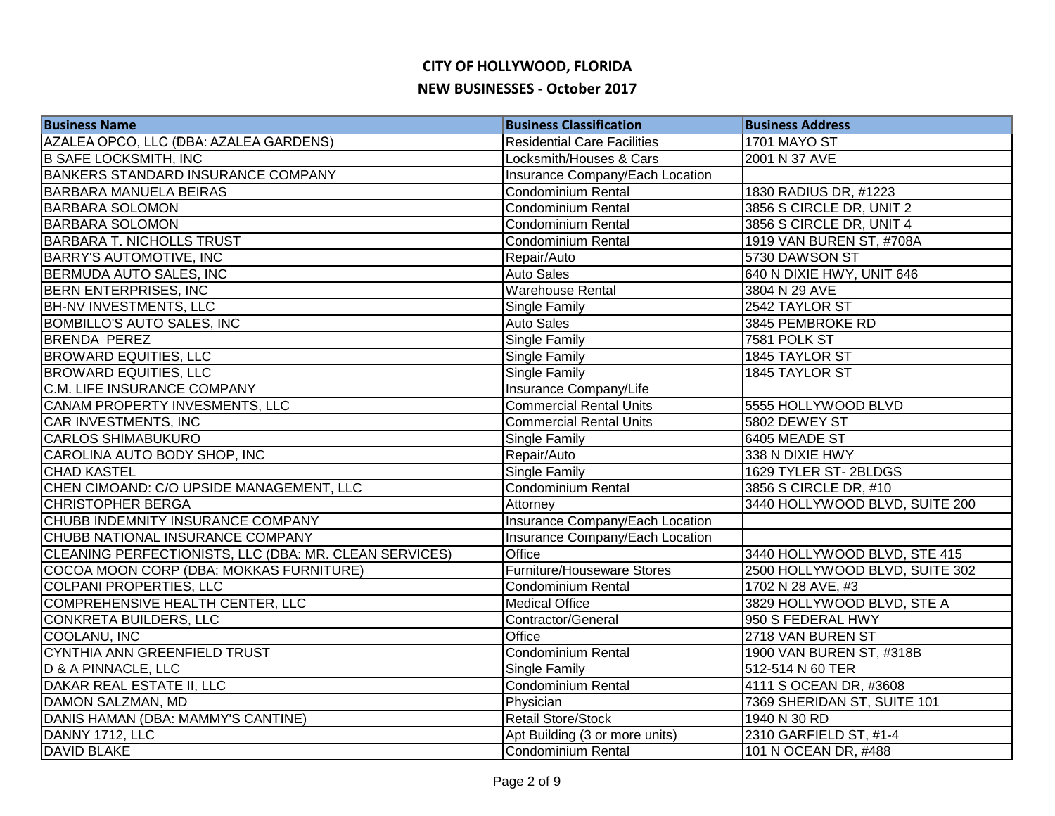# CITY OF HOLLYWOOD, FLORIDA

## NEW BUSINESSES - October 2017

| Business Name | Business Classification | Business Address |
|---|---|---|
| AZALEA OPCO, LLC (DBA: AZALEA GARDENS) | Residential Care Facilities | 1701 MAYO ST |
| B SAFE LOCKSMITH, INC | Locksmith/Houses & Cars | 2001 N 37 AVE |
| BANKERS STANDARD INSURANCE COMPANY | Insurance Company/Each Location | |
| BARBARA MANUELA BEIRAS | Condominium Rental | 1830 RADIUS DR, #1223 |
| BARBARA SOLOMON | Condominium Rental | 3856 S CIRCLE DR, UNIT 2 |
| BARBARA SOLOMON | Condominium Rental | 3856 S CIRCLE DR, UNIT 4 |
| BARBARA T. NICHOLLS TRUST | Condominium Rental | 1919 VAN BUREN ST, #708A |
| BARRY'S AUTOMOTIVE, INC | Repair/Auto | 5730 DAWSON ST |
| BERMUDA AUTO SALES, INC | Auto Sales | 640 N DIXIE HWY, UNIT 646 |
| BERN ENTERPRISES, INC | Warehouse Rental | 3804 N 29 AVE |
| BH-NV INVESTMENTS, LLC | Single Family | 2542 TAYLOR ST |
| BOMBILLO'S AUTO SALES, INC | Auto Sales | 3845 PEMBROKE RD |
| BRENDA PEREZ | Single Family | 7581 POLK ST |
| BROWARD EQUITIES, LLC | Single Family | 1845 TAYLOR ST |
| BROWARD EQUITIES, LLC | Single Family | 1845 TAYLOR ST |
| C.M. LIFE INSURANCE COMPANY | Insurance Company/Life | |
| CANAM PROPERTY INVESMENTS, LLC | Commercial Rental Units | 5555 HOLLYWOOD BLVD |
| CAR INVESTMENTS, INC | Commercial Rental Units | 5802 DEWEY ST |
| CARLOS SHIMABUKURO | Single Family | 6405 MEADE ST |
| CAROLINA AUTO BODY SHOP, INC | Repair/Auto | 338 N DIXIE HWY |
| CHAD KASTEL | Single Family | 1629 TYLER ST- 2BLDGS |
| CHEN CIMOAND: C/O UPSIDE MANAGEMENT, LLC | Condominium Rental | 3856 S CIRCLE DR, #10 |
| CHRISTOPHER BERGA | Attorney | 3440 HOLLYWOOD BLVD, SUITE 200 |
| CHUBB INDEMNITY INSURANCE COMPANY | Insurance Company/Each Location | |
| CHUBB NATIONAL INSURANCE COMPANY | Insurance Company/Each Location | |
| CLEANING PERFECTIONISTS, LLC (DBA: MR. CLEAN SERVICES) | Office | 3440 HOLLYWOOD BLVD, STE 415 |
| COCOA MOON CORP (DBA: MOKKAS FURNITURE) | Furniture/Houseware Stores | 2500 HOLLYWOOD BLVD, SUITE 302 |
| COLPANI PROPERTIES, LLC | Condominium Rental | 1702 N 28 AVE, #3 |
| COMPREHENSIVE HEALTH CENTER, LLC | Medical Office | 3829 HOLLYWOOD BLVD, STE A |
| CONKRETA BUILDERS, LLC | Contractor/General | 950 S FEDERAL HWY |
| COOLANU, INC | Office | 2718 VAN BUREN ST |
| CYNTHIA ANN GREENFIELD TRUST | Condominium Rental | 1900 VAN BUREN ST, #318B |
| D & A PINNACLE, LLC | Single Family | 512-514 N 60 TER |
| DAKAR REAL ESTATE II, LLC | Condominium Rental | 4111 S OCEAN DR, #3608 |
| DAMON SALZMAN, MD | Physician | 7369 SHERIDAN ST, SUITE 101 |
| DANIS HAMAN (DBA: MAMMY'S CANTINE) | Retail Store/Stock | 1940 N 30 RD |
| DANNY 1712, LLC | Apt Building (3 or more units) | 2310 GARFIELD ST, #1-4 |
| DAVID BLAKE | Condominium Rental | 101 N OCEAN DR, #488 |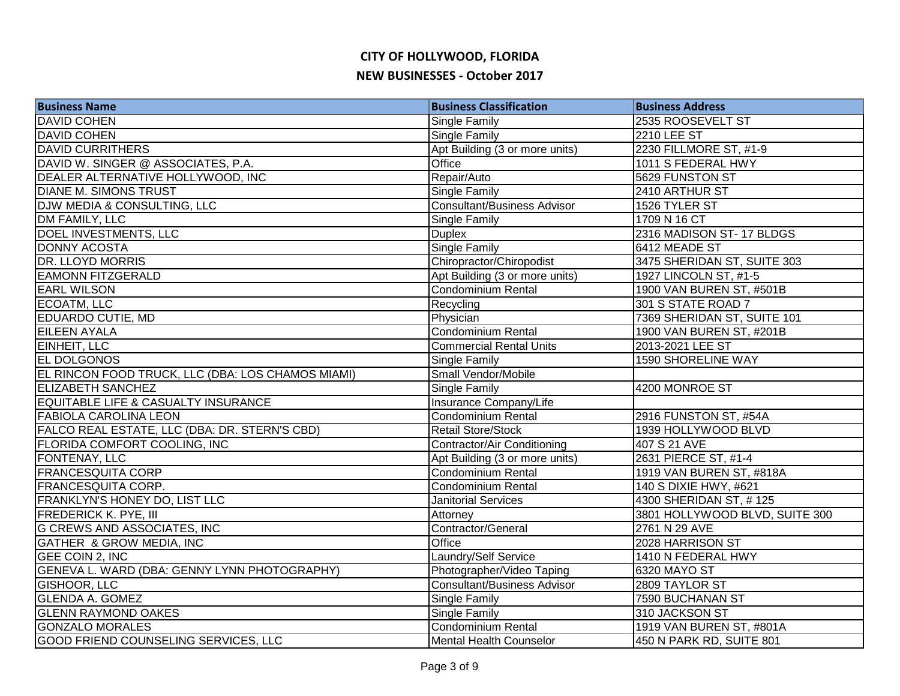# CITY OF HOLLYWOOD, FLORIDA

## NEW BUSINESSES - October 2017

| Business Name | Business Classification | Business Address |
|---|---|---|
| DAVID COHEN | Single Family | 2535 ROOSEVELT ST |
| DAVID COHEN | Single Family | 2210 LEE ST |
| DAVID CURRITHERS | Apt Building (3 or more units) | 2230 FILLMORE ST, #1-9 |
| DAVID W. SINGER @ ASSOCIATES, P.A. | Office | 1011 S FEDERAL HWY |
| DEALER ALTERNATIVE HOLLYWOOD, INC | Repair/Auto | 5629 FUNSTON ST |
| DIANE M. SIMONS TRUST | Single Family | 2410 ARTHUR ST |
| DJW MEDIA & CONSULTING, LLC | Consultant/Business Advisor | 1526 TYLER ST |
| DM FAMILY, LLC | Single Family | 1709 N 16 CT |
| DOEL INVESTMENTS, LLC | Duplex | 2316 MADISON ST- 17 BLDGS |
| DONNY ACOSTA | Single Family | 6412 MEADE ST |
| DR. LLOYD MORRIS | Chiropractor/Chiropodist | 3475 SHERIDAN ST, SUITE 303 |
| EAMONN FITZGERALD | Apt Building (3 or more units) | 1927 LINCOLN ST, #1-5 |
| EARL WILSON | Condominium Rental | 1900 VAN BUREN ST, #501B |
| ECOATM, LLC | Recycling | 301 S STATE ROAD 7 |
| EDUARDO CUTIE, MD | Physician | 7369 SHERIDAN ST, SUITE 101 |
| EILEEN AYALA | Condominium Rental | 1900 VAN BUREN ST, #201B |
| EINHEIT, LLC | Commercial Rental Units | 2013-2021 LEE ST |
| EL DOLGONOS | Single Family | 1590 SHORELINE WAY |
| EL RINCON FOOD TRUCK, LLC (DBA: LOS CHAMOS MIAMI) | Small Vendor/Mobile | |
| ELIZABETH SANCHEZ | Single Family | 4200 MONROE ST |
| EQUITABLE LIFE & CASUALTY INSURANCE | Insurance Company/Life | |
| FABIOLA CAROLINA LEON | Condominium Rental | 2916 FUNSTON ST, #54A |
| FALCO REAL ESTATE, LLC (DBA: DR. STERN'S CBD) | Retail Store/Stock | 1939 HOLLYWOOD BLVD |
| FLORIDA COMFORT COOLING, INC | Contractor/Air Conditioning | 407 S 21 AVE |
| FONTENAY, LLC | Apt Building (3 or more units) | 2631 PIERCE ST, #1-4 |
| FRANCESQUITA CORP | Condominium Rental | 1919 VAN BUREN ST, #818A |
| FRANCESQUITA CORP. | Condominium Rental | 140 S DIXIE HWY, #621 |
| FRANKLYN'S HONEY DO, LIST LLC | Janitorial Services | 4300 SHERIDAN ST, # 125 |
| FREDERICK K. PYE, III | Attorney | 3801 HOLLYWOOD BLVD, SUITE 300 |
| G CREWS AND ASSOCIATES, INC | Contractor/General | 2761 N 29 AVE |
| GATHER & GROW MEDIA, INC | Office | 2028 HARRISON ST |
| GEE COIN 2, INC | Laundry/Self Service | 1410 N FEDERAL HWY |
| GENEVA L. WARD (DBA: GENNY LYNN PHOTOGRAPHY) | Photographer/Video Taping | 6320 MAYO ST |
| GISHOOR, LLC | Consultant/Business Advisor | 2809 TAYLOR ST |
| GLENDA A. GOMEZ | Single Family | 7590 BUCHANAN ST |
| GLENN RAYMOND OAKES | Single Family | 310 JACKSON ST |
| GONZALO MORALES | Condominium Rental | 1919 VAN BUREN ST, #801A |
| GOOD FRIEND COUNSELING SERVICES, LLC | Mental Health Counselor | 450 N PARK RD, SUITE 801 |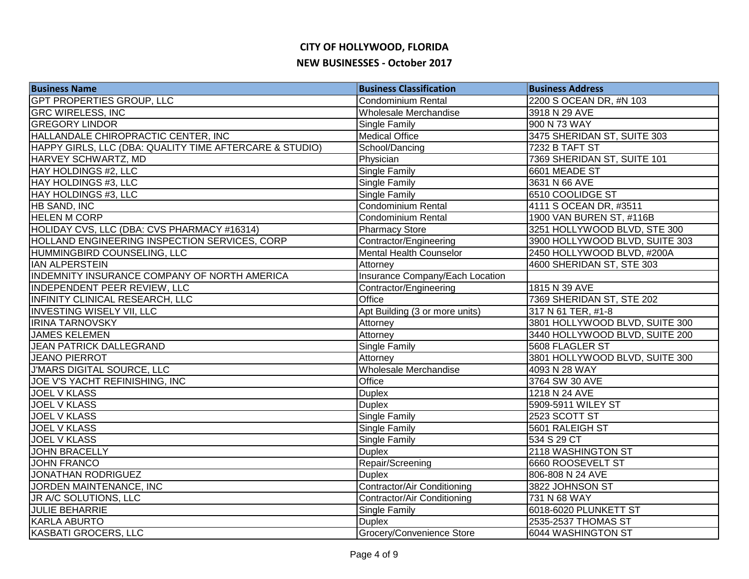# CITY OF HOLLYWOOD, FLORIDA

## NEW BUSINESSES - October 2017

| Business Name | Business Classification | Business Address |
| --- | --- | --- |
| GPT PROPERTIES GROUP, LLC | Condominium Rental | 2200 S OCEAN DR, #N 103 |
| GRC WIRELESS, INC | Wholesale Merchandise | 3918 N 29 AVE |
| GREGORY LINDOR | Single Family | 900 N 73 WAY |
| HALLANDALE CHIROPRACTIC CENTER, INC | Medical Office | 3475 SHERIDAN ST, SUITE 303 |
| HAPPY GIRLS, LLC (DBA: QUALITY TIME AFTERCARE & STUDIO) | School/Dancing | 7232 B TAFT ST |
| HARVEY SCHWARTZ, MD | Physician | 7369 SHERIDAN ST, SUITE 101 |
| HAY HOLDINGS #2, LLC | Single Family | 6601 MEADE ST |
| HAY HOLDINGS #3, LLC | Single Family | 3631 N 66 AVE |
| HAY HOLDINGS #3, LLC | Single Family | 6510 COOLIDGE ST |
| HB SAND, INC | Condominium Rental | 4111 S OCEAN DR, #3511 |
| HELEN M CORP | Condominium Rental | 1900 VAN BUREN ST, #116B |
| HOLIDAY CVS, LLC (DBA: CVS PHARMACY #16314) | Pharmacy Store | 3251 HOLLYWOOD BLVD, STE 300 |
| HOLLAND ENGINEERING INSPECTION SERVICES, CORP | Contractor/Engineering | 3900 HOLLYWOOD BLVD, SUITE 303 |
| HUMMINGBIRD COUNSELING, LLC | Mental Health Counselor | 2450 HOLLYWOOD BLVD, #200A |
| IAN ALPERSTEIN | Attorney | 4600 SHERIDAN ST, STE 303 |
| INDEMNITY INSURANCE COMPANY OF NORTH AMERICA | Insurance Company/Each Location | |
| INDEPENDENT PEER REVIEW, LLC | Contractor/Engineering | 1815 N 39 AVE |
| INFINITY CLINICAL RESEARCH, LLC | Office | 7369 SHERIDAN ST, STE 202 |
| INVESTING WISELY VII, LLC | Apt Building (3 or more units) | 317 N 61 TER, #1-8 |
| IRINA TARNOVSKY | Attorney | 3801 HOLLYWOOD BLVD, SUITE 300 |
| JAMES KELEMEN | Attorney | 3440 HOLLYWOOD BLVD, SUITE 200 |
| JEAN PATRICK DALLEGRAND | Single Family | 5608 FLAGLER ST |
| JEANO PIERROT | Attorney | 3801 HOLLYWOOD BLVD, SUITE 300 |
| J'MARS DIGITAL SOURCE, LLC | Wholesale Merchandise | 4093 N 28 WAY |
| JOE V'S YACHT REFINISHING, INC | Office | 3764 SW 30 AVE |
| JOEL V KLASS | Duplex | 1218 N 24 AVE |
| JOEL V KLASS | Duplex | 5909-5911 WILEY ST |
| JOEL V KLASS | Single Family | 2523 SCOTT ST |
| JOEL V KLASS | Single Family | 5601 RALEIGH ST |
| JOEL V KLASS | Single Family | 534 S 29 CT |
| JOHN BRACELLY | Duplex | 2118 WASHINGTON ST |
| JOHN FRANCO | Repair/Screening | 6660 ROOSEVELT ST |
| JONATHAN RODRIGUEZ | Duplex | 806-808 N 24 AVE |
| JORDEN MAINTENANCE, INC | Contractor/Air Conditioning | 3822 JOHNSON ST |
| JR A/C SOLUTIONS, LLC | Contractor/Air Conditioning | 731 N 68 WAY |
| JULIE BEHARRIE | Single Family | 6018-6020 PLUNKETT ST |
| KARLA ABURTO | Duplex | 2535-2537 THOMAS ST |
| KASBATI GROCERS, LLC | Grocery/Convenience Store | 6044 WASHINGTON ST |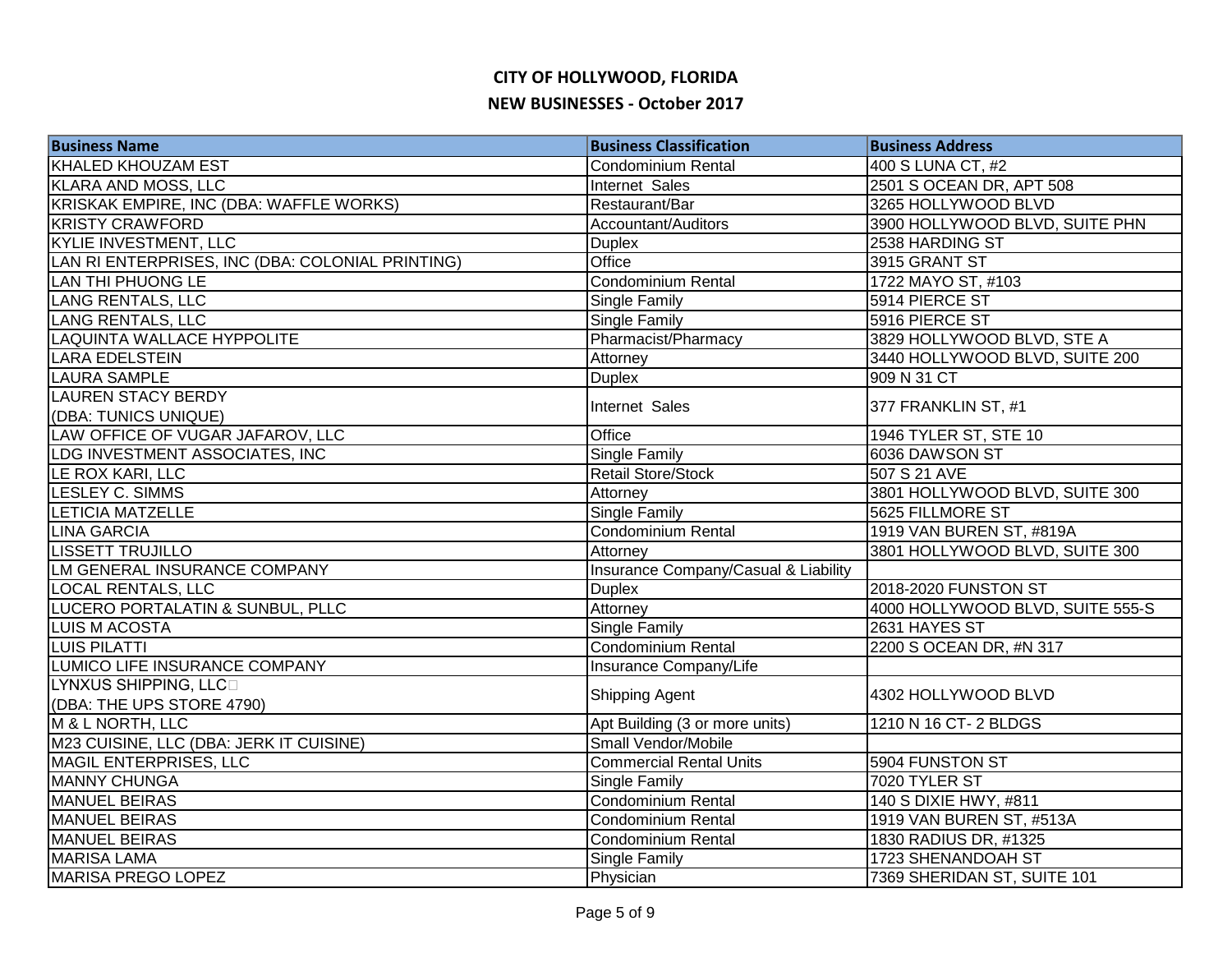# CITY OF HOLLYWOOD, FLORIDA

## NEW BUSINESSES - October 2017

| Business Name | Business Classification | Business Address |
| --- | --- | --- |
| KHALED KHOUZAM EST | Condominium Rental | 400 S LUNA CT, #2 |
| KLARA AND MOSS, LLC | Internet Sales | 2501 S OCEAN DR, APT 508 |
| KRISKAK EMPIRE, INC (DBA: WAFFLE WORKS) | Restaurant/Bar | 3265 HOLLYWOOD BLVD |
| KRISTY CRAWFORD | Accountant/Auditors | 3900 HOLLYWOOD BLVD, SUITE PHN |
| KYLIE INVESTMENT, LLC | Duplex | 2538 HARDING ST |
| LAN RI ENTERPRISES, INC (DBA: COLONIAL PRINTING) | Office | 3915 GRANT ST |
| LAN THI PHUONG LE | Condominium Rental | 1722 MAYO ST, #103 |
| LANG RENTALS, LLC | Single Family | 5914 PIERCE ST |
| LANG RENTALS, LLC | Single Family | 5916 PIERCE ST |
| LAQUINTA WALLACE HYPPOLITE | Pharmacist/Pharmacy | 3829 HOLLYWOOD BLVD, STE A |
| LARA EDELSTEIN | Attorney | 3440 HOLLYWOOD BLVD, SUITE 200 |
| LAURA SAMPLE | Duplex | 909 N 31 CT |
| LAUREN STACY BERDY (DBA: TUNICS UNIQUE) | Internet Sales | 377 FRANKLIN ST, #1 |
| LAW OFFICE OF VUGAR JAFAROV, LLC | Office | 1946 TYLER ST, STE 10 |
| LDG INVESTMENT ASSOCIATES, INC | Single Family | 6036 DAWSON ST |
| LE ROX KARI, LLC | Retail Store/Stock | 507 S 21 AVE |
| LESLEY C. SIMMS | Attorney | 3801 HOLLYWOOD BLVD, SUITE 300 |
| LETICIA MATZELLE | Single Family | 5625 FILLMORE ST |
| LINA GARCIA | Condominium Rental | 1919 VAN BUREN ST, #819A |
| LISSETT TRUJILLO | Attorney | 3801 HOLLYWOOD BLVD, SUITE 300 |
| LM GENERAL INSURANCE COMPANY | Insurance Company/Casual & Liability | |
| LOCAL RENTALS, LLC | Duplex | 2018-2020 FUNSTON ST |
| LUCERO PORTALATIN & SUNBUL, PLLC | Attorney | 4000 HOLLYWOOD BLVD, SUITE 555-S |
| LUIS M ACOSTA | Single Family | 2631 HAYES ST |
| LUIS PILATTI | Condominium Rental | 2200 S OCEAN DR, #N 317 |
| LUMICO LIFE INSURANCE COMPANY | Insurance Company/Life | |
| LYNXUS SHIPPING, LLC (DBA: THE UPS STORE 4790) | Shipping Agent | 4302 HOLLYWOOD BLVD |
| M & L NORTH, LLC | Apt Building (3 or more units) | 1210 N 16 CT- 2 BLDGS |
| M23 CUISINE, LLC (DBA: JERK IT CUISINE) | Small Vendor/Mobile | |
| MAGIL ENTERPRISES, LLC | Commercial Rental Units | 5904 FUNSTON ST |
| MANNY CHUNGA | Single Family | 7020 TYLER ST |
| MANUEL BEIRAS | Condominium Rental | 140 S DIXIE HWY, #811 |
| MANUEL BEIRAS | Condominium Rental | 1919 VAN BUREN ST, #513A |
| MANUEL BEIRAS | Condominium Rental | 1830 RADIUS DR, #1325 |
| MARISA LAMA | Single Family | 1723 SHENANDOAH ST |
| MARISA PREGO LOPEZ | Physician | 7369 SHERIDAN ST, SUITE 101 |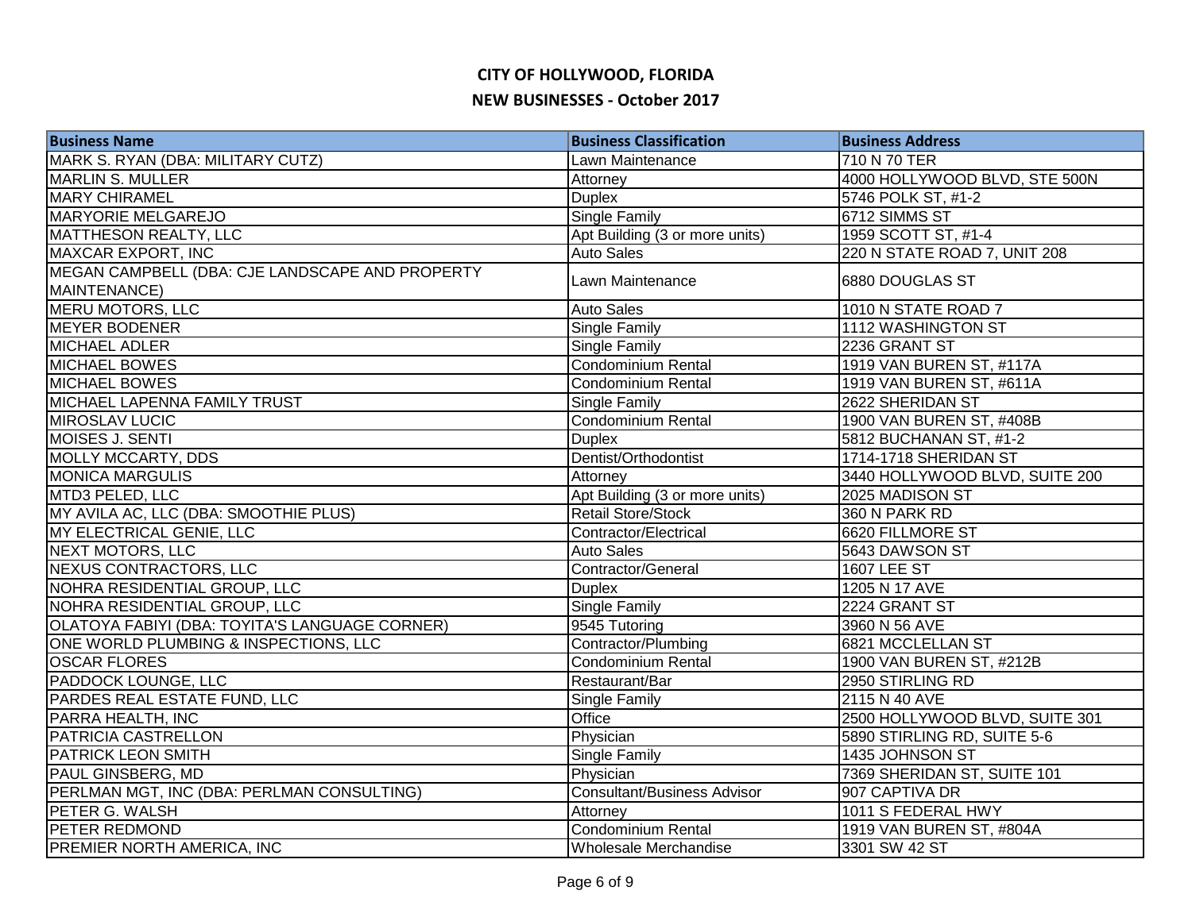# CITY OF HOLLYWOOD, FLORIDA

## NEW BUSINESSES - October 2017

| Business Name | Business Classification | Business Address |
|---|---|---|
| MARK S. RYAN (DBA: MILITARY CUTZ) | Lawn Maintenance | 710 N 70 TER |
| MARLIN S. MULLER | Attorney | 4000 HOLLYWOOD BLVD, STE 500N |
| MARY CHIRAMEL | Duplex | 5746 POLK ST, #1-2 |
| MARYORIE MELGAREJO | Single Family | 6712 SIMMS ST |
| MATTHESON REALTY, LLC | Apt Building (3 or more units) | 1959 SCOTT ST, #1-4 |
| MAXCAR EXPORT, INC | Auto Sales | 220 N STATE ROAD 7, UNIT 208 |
| MEGAN CAMPBELL (DBA: CJE LANDSCAPE AND PROPERTY MAINTENANCE) | Lawn Maintenance | 6880 DOUGLAS ST |
| MERU MOTORS, LLC | Auto Sales | 1010 N STATE ROAD 7 |
| MEYER BODENER | Single Family | 1112 WASHINGTON ST |
| MICHAEL ADLER | Single Family | 2236 GRANT ST |
| MICHAEL BOWES | Condominium Rental | 1919 VAN BUREN ST, #117A |
| MICHAEL BOWES | Condominium Rental | 1919 VAN BUREN ST, #611A |
| MICHAEL LAPENNA FAMILY TRUST | Single Family | 2622 SHERIDAN ST |
| MIROSLAV LUCIC | Condominium Rental | 1900 VAN BUREN ST, #408B |
| MOISES J. SENTI | Duplex | 5812 BUCHANAN ST, #1-2 |
| MOLLY MCCARTY, DDS | Dentist/Orthodontist | 1714-1718 SHERIDAN ST |
| MONICA MARGULIS | Attorney | 3440 HOLLYWOOD BLVD, SUITE 200 |
| MTD3 PELED, LLC | Apt Building (3 or more units) | 2025 MADISON ST |
| MY AVILA AC, LLC (DBA: SMOOTHIE PLUS) | Retail Store/Stock | 360 N PARK RD |
| MY ELECTRICAL GENIE, LLC | Contractor/Electrical | 6620 FILLMORE ST |
| NEXT MOTORS, LLC | Auto Sales | 5643 DAWSON ST |
| NEXUS CONTRACTORS, LLC | Contractor/General | 1607 LEE ST |
| NOHRA RESIDENTIAL GROUP, LLC | Duplex | 1205 N 17 AVE |
| NOHRA RESIDENTIAL GROUP, LLC | Single Family | 2224 GRANT ST |
| OLATOYA FABIYI (DBA: TOYITA'S LANGUAGE CORNER) | 9545 Tutoring | 3960 N 56 AVE |
| ONE WORLD PLUMBING & INSPECTIONS, LLC | Contractor/Plumbing | 6821 MCCLELLAN ST |
| OSCAR FLORES | Condominium Rental | 1900 VAN BUREN ST, #212B |
| PADDOCK LOUNGE, LLC | Restaurant/Bar | 2950 STIRLING RD |
| PARDES REAL ESTATE FUND, LLC | Single Family | 2115 N 40 AVE |
| PARRA HEALTH, INC | Office | 2500 HOLLYWOOD BLVD, SUITE 301 |
| PATRICIA CASTRELLON | Physician | 5890 STIRLING RD, SUITE 5-6 |
| PATRICK LEON SMITH | Single Family | 1435 JOHNSON ST |
| PAUL GINSBERG, MD | Physician | 7369 SHERIDAN ST, SUITE 101 |
| PERLMAN MGT, INC (DBA: PERLMAN CONSULTING) | Consultant/Business Advisor | 907 CAPTIVA DR |
| PETER G. WALSH | Attorney | 1011 S FEDERAL HWY |
| PETER REDMOND | Condominium Rental | 1919 VAN BUREN ST, #804A |
| PREMIER NORTH AMERICA, INC | Wholesale Merchandise | 3301 SW 42 ST |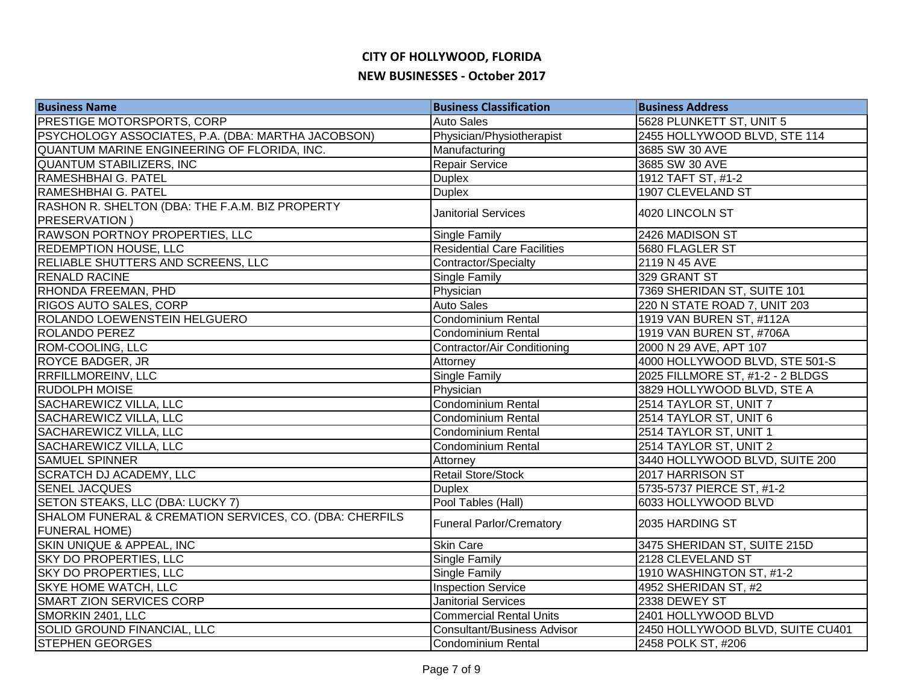# CITY OF HOLLYWOOD, FLORIDA

## NEW BUSINESSES - October 2017

| Business Name | Business Classification | Business Address |
| --- | --- | --- |
| PRESTIGE MOTORSPORTS, CORP | Auto Sales | 5628 PLUNKETT ST, UNIT 5 |
| PSYCHOLOGY ASSOCIATES, P.A. (DBA: MARTHA JACOBSON) | Physician/Physiotherapist | 2455 HOLLYWOOD BLVD, STE 114 |
| QUANTUM MARINE ENGINEERING OF FLORIDA, INC. | Manufacturing | 3685 SW 30 AVE |
| QUANTUM STABILIZERS, INC | Repair Service | 3685 SW 30 AVE |
| RAMESHBHAI G. PATEL | Duplex | 1912 TAFT ST, #1-2 |
| RAMESHBHAI G. PATEL | Duplex | 1907 CLEVELAND ST |
| RASHON R. SHELTON (DBA: THE F.A.M. BIZ PROPERTY PRESERVATION ) | Janitorial Services | 4020 LINCOLN ST |
| RAWSON PORTNOY PROPERTIES, LLC | Single Family | 2426 MADISON ST |
| REDEMPTION HOUSE, LLC | Residential Care Facilities | 5680 FLAGLER ST |
| RELIABLE SHUTTERS AND SCREENS, LLC | Contractor/Specialty | 2119 N 45 AVE |
| RENALD RACINE | Single Family | 329 GRANT ST |
| RHONDA FREEMAN, PHD | Physician | 7369 SHERIDAN ST, SUITE 101 |
| RIGOS AUTO SALES, CORP | Auto Sales | 220 N STATE ROAD 7, UNIT 203 |
| ROLANDO LOEWENSTEIN HELGUERO | Condominium Rental | 1919 VAN BUREN ST, #112A |
| ROLANDO PEREZ | Condominium Rental | 1919 VAN BUREN ST, #706A |
| ROM-COOLING, LLC | Contractor/Air Conditioning | 2000 N 29 AVE, APT 107 |
| ROYCE BADGER, JR | Attorney | 4000 HOLLYWOOD BLVD, STE 501-S |
| RRFILLMOREINV, LLC | Single Family | 2025 FILLMORE ST, #1-2 - 2 BLDGS |
| RUDOLPH MOISE | Physician | 3829 HOLLYWOOD BLVD, STE A |
| SACHAREWICZ VILLA, LLC | Condominium Rental | 2514 TAYLOR ST, UNIT 7 |
| SACHAREWICZ VILLA, LLC | Condominium Rental | 2514 TAYLOR ST, UNIT 6 |
| SACHAREWICZ VILLA, LLC | Condominium Rental | 2514 TAYLOR ST, UNIT 1 |
| SACHAREWICZ VILLA, LLC | Condominium Rental | 2514 TAYLOR ST, UNIT 2 |
| SAMUEL SPINNER | Attorney | 3440 HOLLYWOOD BLVD, SUITE 200 |
| SCRATCH DJ ACADEMY, LLC | Retail Store/Stock | 2017 HARRISON ST |
| SENEL JACQUES | Duplex | 5735-5737 PIERCE ST, #1-2 |
| SETON STEAKS, LLC (DBA: LUCKY 7) | Pool Tables (Hall) | 6033 HOLLYWOOD BLVD |
| SHALOM FUNERAL & CREMATION SERVICES, CO. (DBA: CHERFILS FUNERAL HOME) | Funeral Parlor/Crematory | 2035 HARDING ST |
| SKIN UNIQUE & APPEAL, INC | Skin Care | 3475 SHERIDAN ST, SUITE 215D |
| SKY DO PROPERTIES, LLC | Single Family | 2128 CLEVELAND ST |
| SKY DO PROPERTIES, LLC | Single Family | 1910 WASHINGTON ST, #1-2 |
| SKYE HOME WATCH, LLC | Inspection Service | 4952 SHERIDAN ST, #2 |
| SMART ZION SERVICES CORP | Janitorial Services | 2338 DEWEY ST |
| SMORKIN 2401, LLC | Commercial Rental Units | 2401 HOLLYWOOD BLVD |
| SOLID GROUND FINANCIAL, LLC | Consultant/Business Advisor | 2450 HOLLYWOOD BLVD, SUITE CU401 |
| STEPHEN GEORGES | Condominium Rental | 2458 POLK ST, #206 |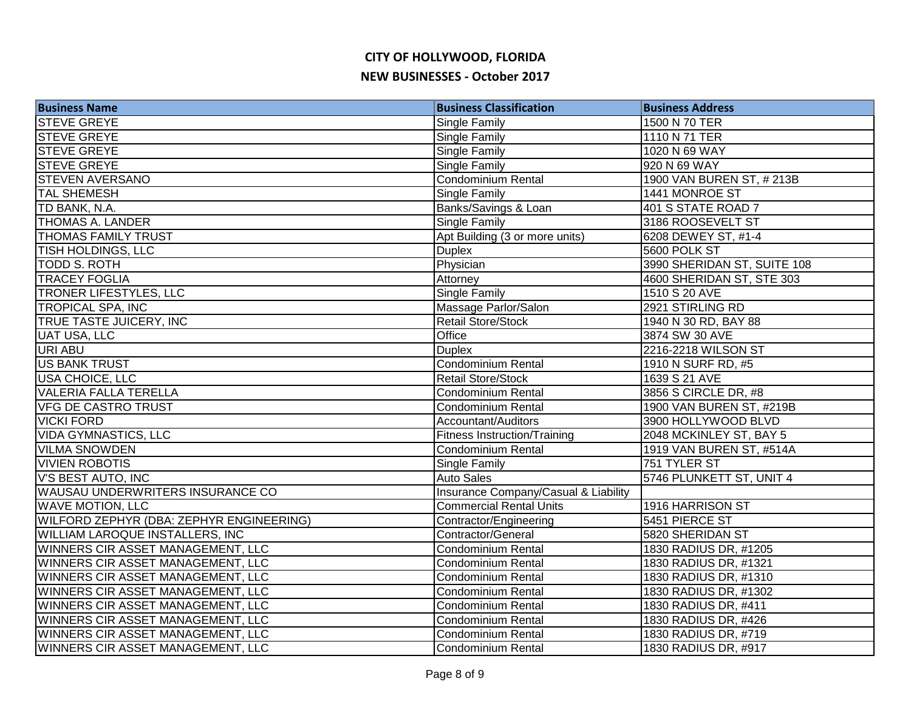# CITY OF HOLLYWOOD, FLORIDA

## NEW BUSINESSES - October 2017

| Business Name | Business Classification | Business Address |
| --- | --- | --- |
| STEVE GREYE | Single Family | 1500 N 70 TER |
| STEVE GREYE | Single Family | 1110 N 71 TER |
| STEVE GREYE | Single Family | 1020 N 69 WAY |
| STEVE GREYE | Single Family | 920 N 69 WAY |
| STEVEN AVERSANO | Condominium Rental | 1900 VAN BUREN ST, # 213B |
| TAL SHEMESH | Single Family | 1441 MONROE ST |
| TD BANK, N.A. | Banks/Savings & Loan | 401 S STATE ROAD 7 |
| THOMAS A. LANDER | Single Family | 3186 ROOSEVELT ST |
| THOMAS FAMILY TRUST | Apt Building (3 or more units) | 6208 DEWEY ST, #1-4 |
| TISH HOLDINGS, LLC | Duplex | 5600 POLK ST |
| TODD S. ROTH | Physician | 3990 SHERIDAN ST, SUITE 108 |
| TRACEY FOGLIA | Attorney | 4600 SHERIDAN ST, STE 303 |
| TRONER LIFESTYLES, LLC | Single Family | 1510 S 20 AVE |
| TROPICAL SPA, INC | Massage Parlor/Salon | 2921 STIRLING RD |
| TRUE TASTE JUICERY, INC | Retail Store/Stock | 1940 N 30 RD, BAY 88 |
| UAT USA, LLC | Office | 3874 SW 30 AVE |
| URI ABU | Duplex | 2216-2218 WILSON ST |
| US BANK TRUST | Condominium Rental | 1910 N SURF RD, #5 |
| USA CHOICE, LLC | Retail Store/Stock | 1639 S 21 AVE |
| VALERIA FALLA TERELLA | Condominium Rental | 3856 S CIRCLE DR, #8 |
| VFG DE CASTRO TRUST | Condominium Rental | 1900 VAN BUREN ST, #219B |
| VICKI FORD | Accountant/Auditors | 3900 HOLLYWOOD BLVD |
| VIDA GYMNASTICS, LLC | Fitness Instruction/Training | 2048 MCKINLEY ST, BAY 5 |
| VILMA SNOWDEN | Condominium Rental | 1919 VAN BUREN ST, #514A |
| VIVIEN ROBOTIS | Single Family | 751 TYLER ST |
| V'S BEST AUTO, INC | Auto Sales | 5746 PLUNKETT ST, UNIT 4 |
| WAUSAU UNDERWRITERS INSURANCE CO | Insurance Company/Casual & Liability | |
| WAVE MOTION, LLC | Commercial Rental Units | 1916 HARRISON ST |
| WILFORD ZEPHYR (DBA: ZEPHYR ENGINEERING) | Contractor/Engineering | 5451 PIERCE ST |
| WILLIAM LAROQUE INSTALLERS, INC | Contractor/General | 5820 SHERIDAN ST |
| WINNERS CIR ASSET MANAGEMENT, LLC | Condominium Rental | 1830 RADIUS DR, #1205 |
| WINNERS CIR ASSET MANAGEMENT, LLC | Condominium Rental | 1830 RADIUS DR, #1321 |
| WINNERS CIR ASSET MANAGEMENT, LLC | Condominium Rental | 1830 RADIUS DR, #1310 |
| WINNERS CIR ASSET MANAGEMENT, LLC | Condominium Rental | 1830 RADIUS DR, #1302 |
| WINNERS CIR ASSET MANAGEMENT, LLC | Condominium Rental | 1830 RADIUS DR, #411 |
| WINNERS CIR ASSET MANAGEMENT, LLC | Condominium Rental | 1830 RADIUS DR, #426 |
| WINNERS CIR ASSET MANAGEMENT, LLC | Condominium Rental | 1830 RADIUS DR, #719 |
| WINNERS CIR ASSET MANAGEMENT, LLC | Condominium Rental | 1830 RADIUS DR, #917 |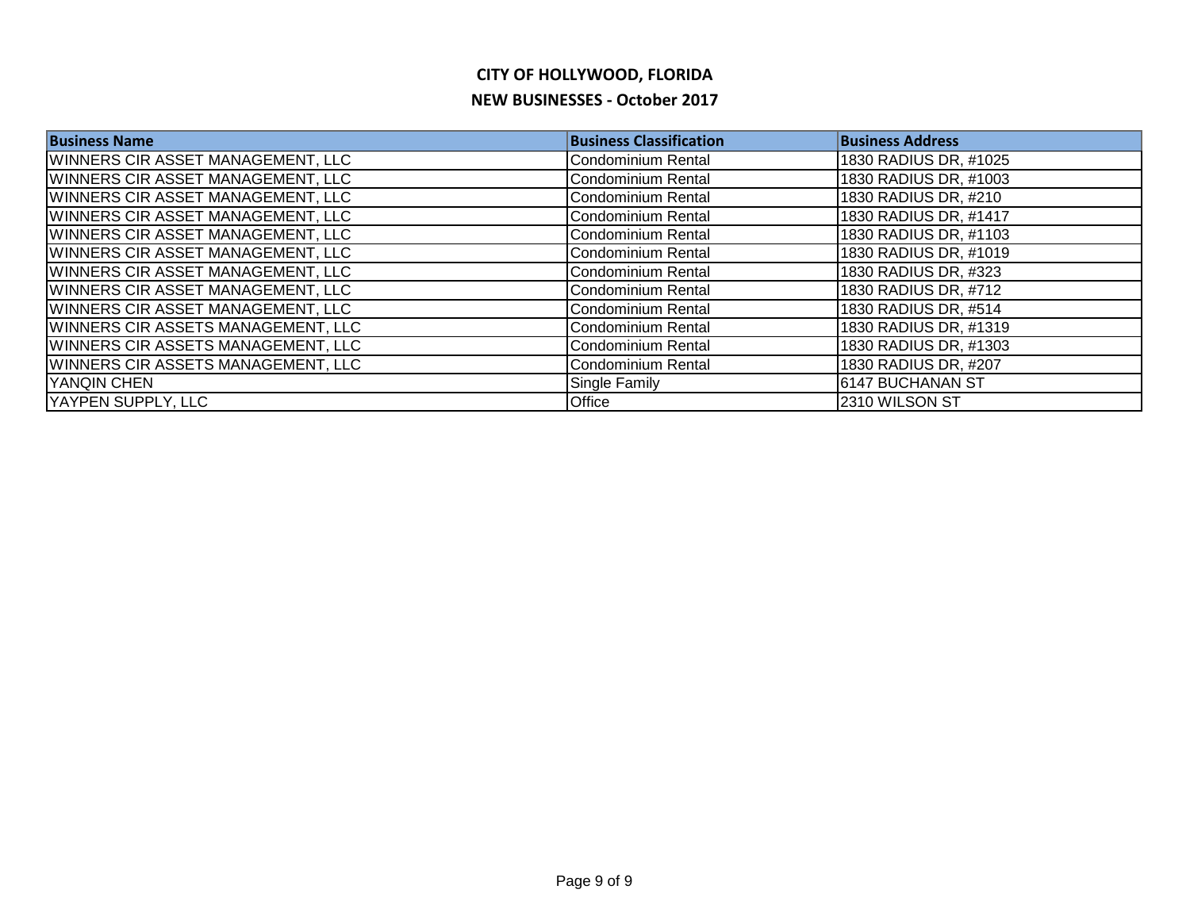# CITY OF HOLLYWOOD, FLORIDA

## NEW BUSINESSES - October 2017

| Business Name | Business Classification | Business Address |
| --- | --- | --- |
| WINNERS CIR ASSET MANAGEMENT, LLC | Condominium Rental | 1830 RADIUS DR, #1025 |
| WINNERS CIR ASSET MANAGEMENT, LLC | Condominium Rental | 1830 RADIUS DR, #1003 |
| WINNERS CIR ASSET MANAGEMENT, LLC | Condominium Rental | 1830 RADIUS DR, #210 |
| WINNERS CIR ASSET MANAGEMENT, LLC | Condominium Rental | 1830 RADIUS DR, #1417 |
| WINNERS CIR ASSET MANAGEMENT, LLC | Condominium Rental | 1830 RADIUS DR, #1103 |
| WINNERS CIR ASSET MANAGEMENT, LLC | Condominium Rental | 1830 RADIUS DR, #1019 |
| WINNERS CIR ASSET MANAGEMENT, LLC | Condominium Rental | 1830 RADIUS DR, #323 |
| WINNERS CIR ASSET MANAGEMENT, LLC | Condominium Rental | 1830 RADIUS DR, #712 |
| WINNERS CIR ASSET MANAGEMENT, LLC | Condominium Rental | 1830 RADIUS DR, #514 |
| WINNERS CIR ASSETS MANAGEMENT, LLC | Condominium Rental | 1830 RADIUS DR, #1319 |
| WINNERS CIR ASSETS MANAGEMENT, LLC | Condominium Rental | 1830 RADIUS DR, #1303 |
| WINNERS CIR ASSETS MANAGEMENT, LLC | Condominium Rental | 1830 RADIUS DR, #207 |
| YANQIN CHEN | Single Family | 6147 BUCHANAN ST |
| YAYPEN SUPPLY, LLC | Office | 2310 WILSON ST |